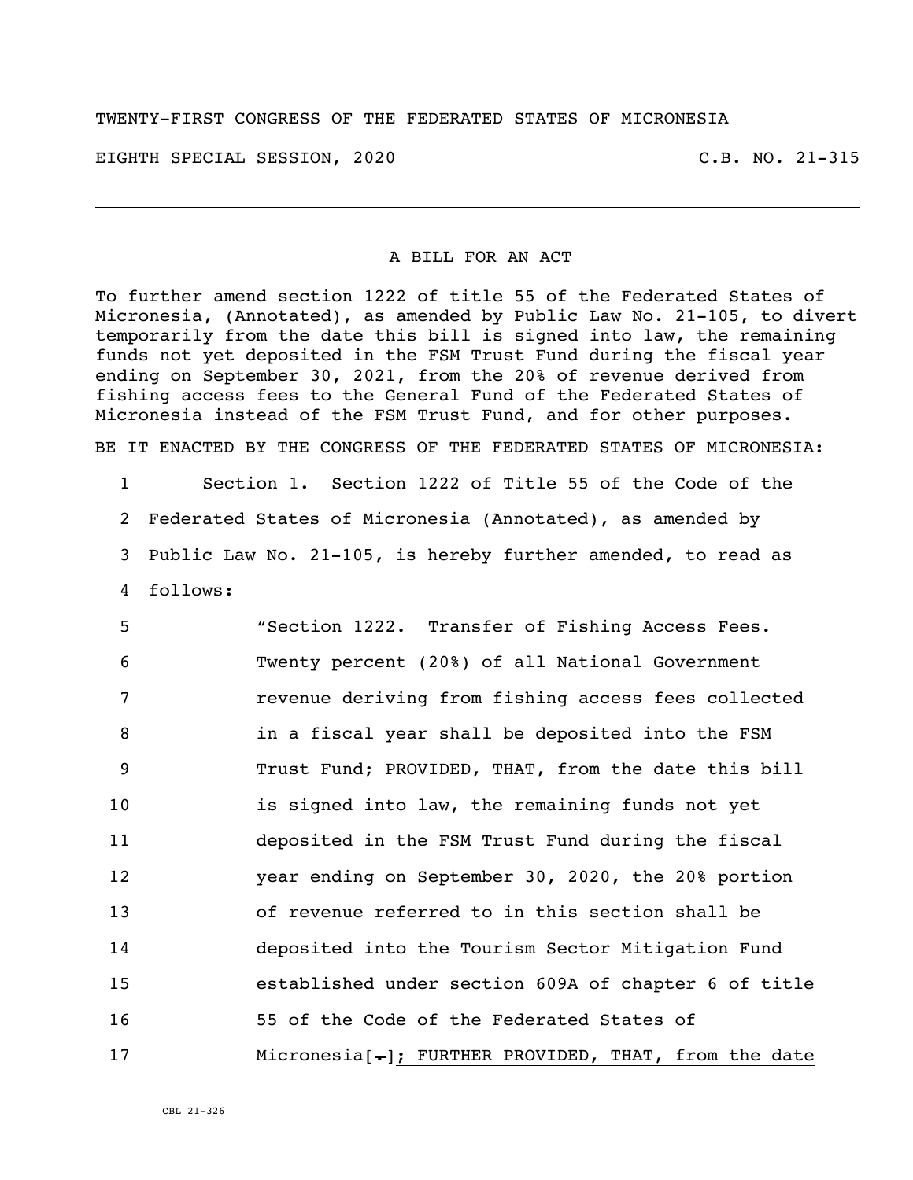TWENTY-FIRST CONGRESS OF THE FEDERATED STATES OF MICRONESIA

EIGHTH SPECIAL SESSION, 2020 C.B. NO. 21-315

---

A BILL FOR AN ACT

To further amend section 1222 of title 55 of the Federated States of Micronesia, (Annotated), as amended by Public Law No. 21-105, to divert temporarily from the date this bill is signed into law, the remaining funds not yet deposited in the FSM Trust Fund during the fiscal year ending on September 30, 2021, from the 20% of revenue derived from fishing access fees to the General Fund of the Federated States of Micronesia instead of the FSM Trust Fund, and for other purposes.

BE IT ENACTED BY THE CONGRESS OF THE FEDERATED STATES OF MICRONESIA:

1 Section 1. Section 1222 of Title 55 of the Code of the
2 Federated States of Micronesia (Annotated), as amended by
3 Public Law No. 21-105, is hereby further amended, to read as
4 follows:

5 "Section 1222. Transfer of Fishing Access Fees.
6 Twenty percent (20%) of all National Government
7 revenue deriving from fishing access fees collected
8 in a fiscal year shall be deposited into the FSM
9 Trust Fund; PROVIDED, THAT, from the date this bill
10 is signed into law, the remaining funds not yet
11 deposited in the FSM Trust Fund during the fiscal
12 year ending on September 30, 2020, the 20% portion
13 of revenue referred to in this section shall be
14 deposited into the Tourism Sector Mitigation Fund
15 established under section 609A of chapter 6 of title
16 55 of the Code of the Federated States of
17 Micronesia[.]; FURTHER PROVIDED, THAT, from the date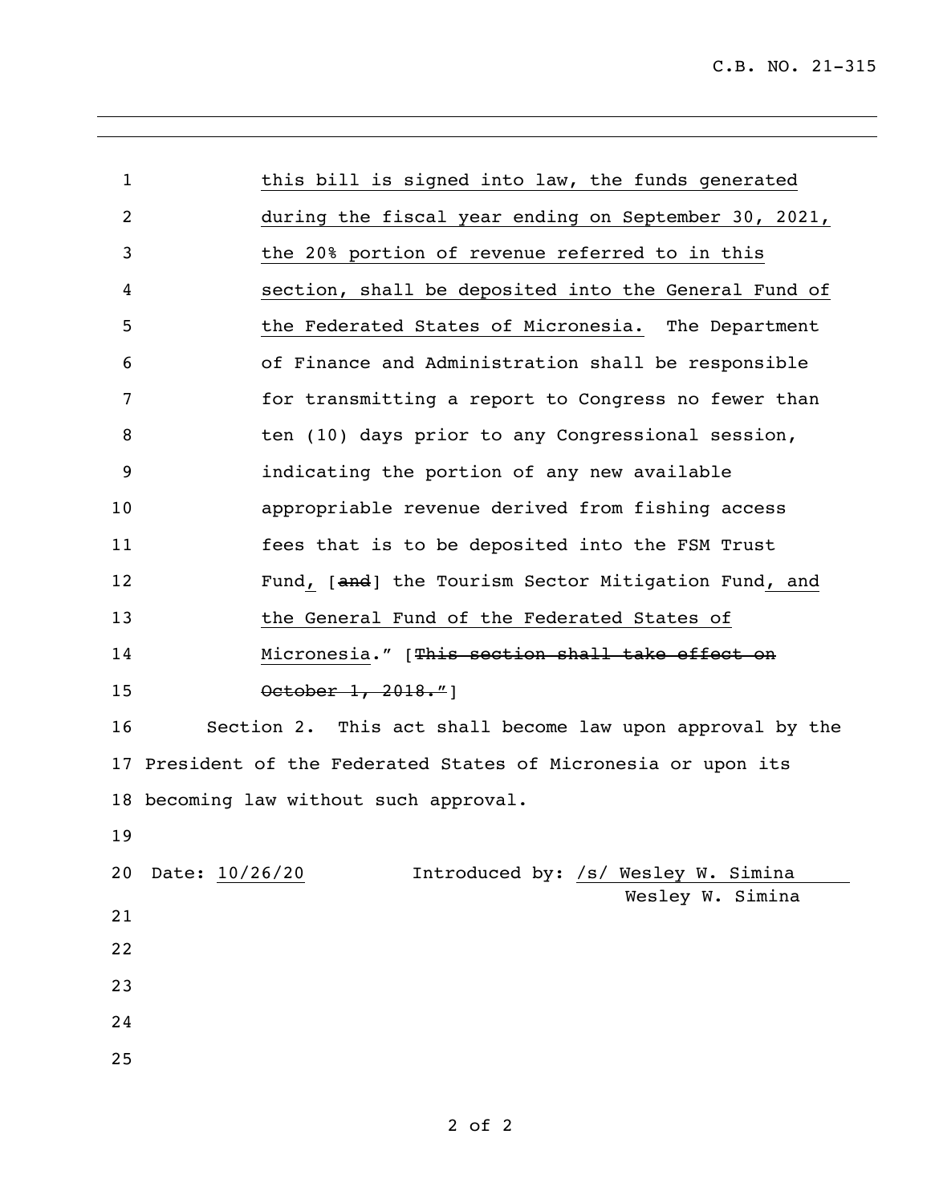this bill is signed into law, the funds generated during the fiscal year ending on September 30, 2021, the 20% portion of revenue referred to in this section, shall be deposited into the General Fund of the Federated States of Micronesia. The Department of Finance and Administration shall be responsible for transmitting a report to Congress no fewer than ten (10) days prior to any Congressional session, indicating the portion of any new available appropriable revenue derived from fishing access fees that is to be deposited into the FSM Trust Fund, [~~and~~] the Tourism Sector Mitigation Fund, and the General Fund of the Federated States of Micronesia." [~~This section shall take effect on October 1, 2018."~~]

Section 2. This act shall become law upon approval by the President of the Federated States of Micronesia or upon its becoming law without such approval.

Date: 10/26/20

Introduced by: /s/ Wesley W. Simina
Wesley W. Simina